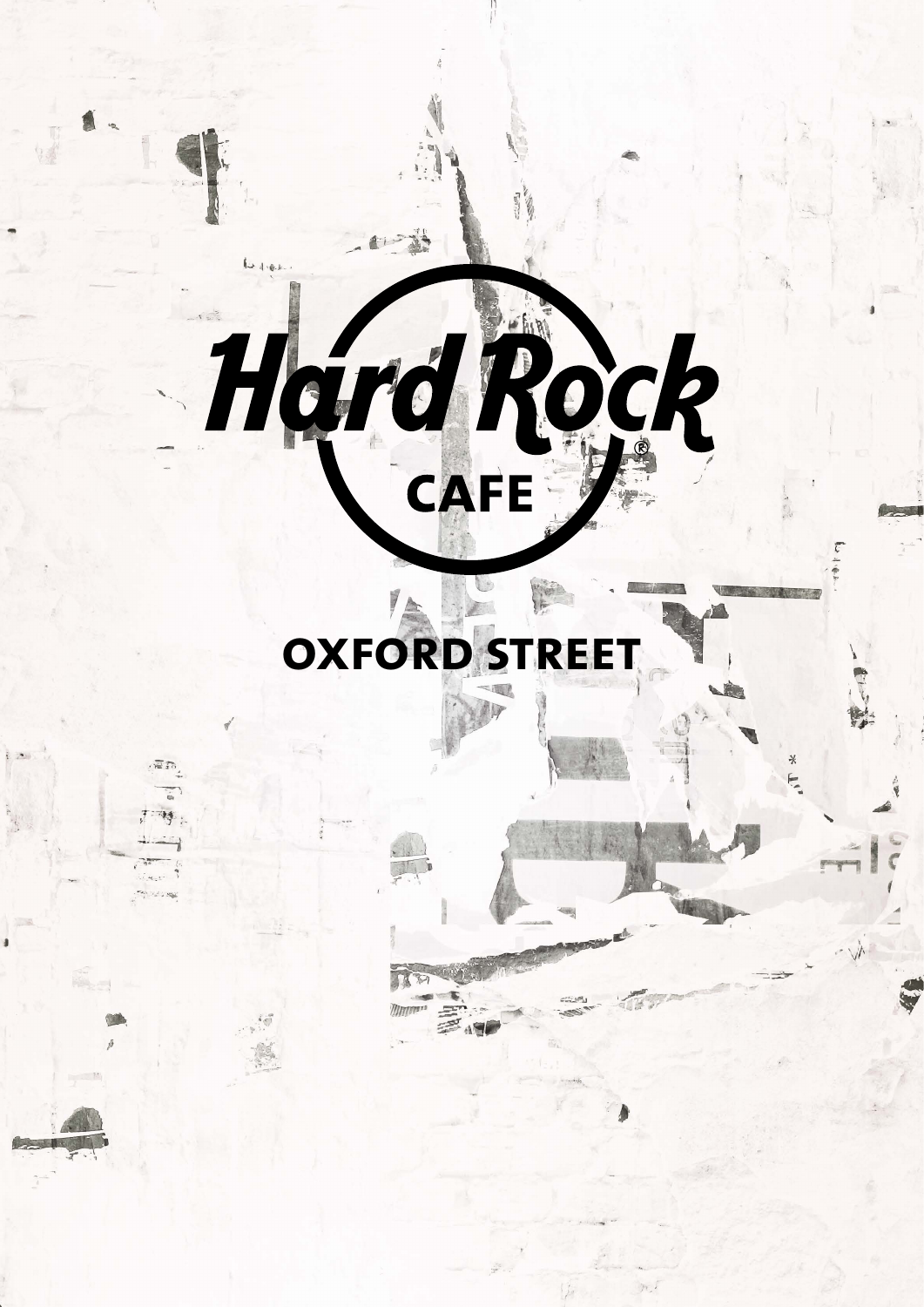# Hard Rock CAFE

## OXFORD STREET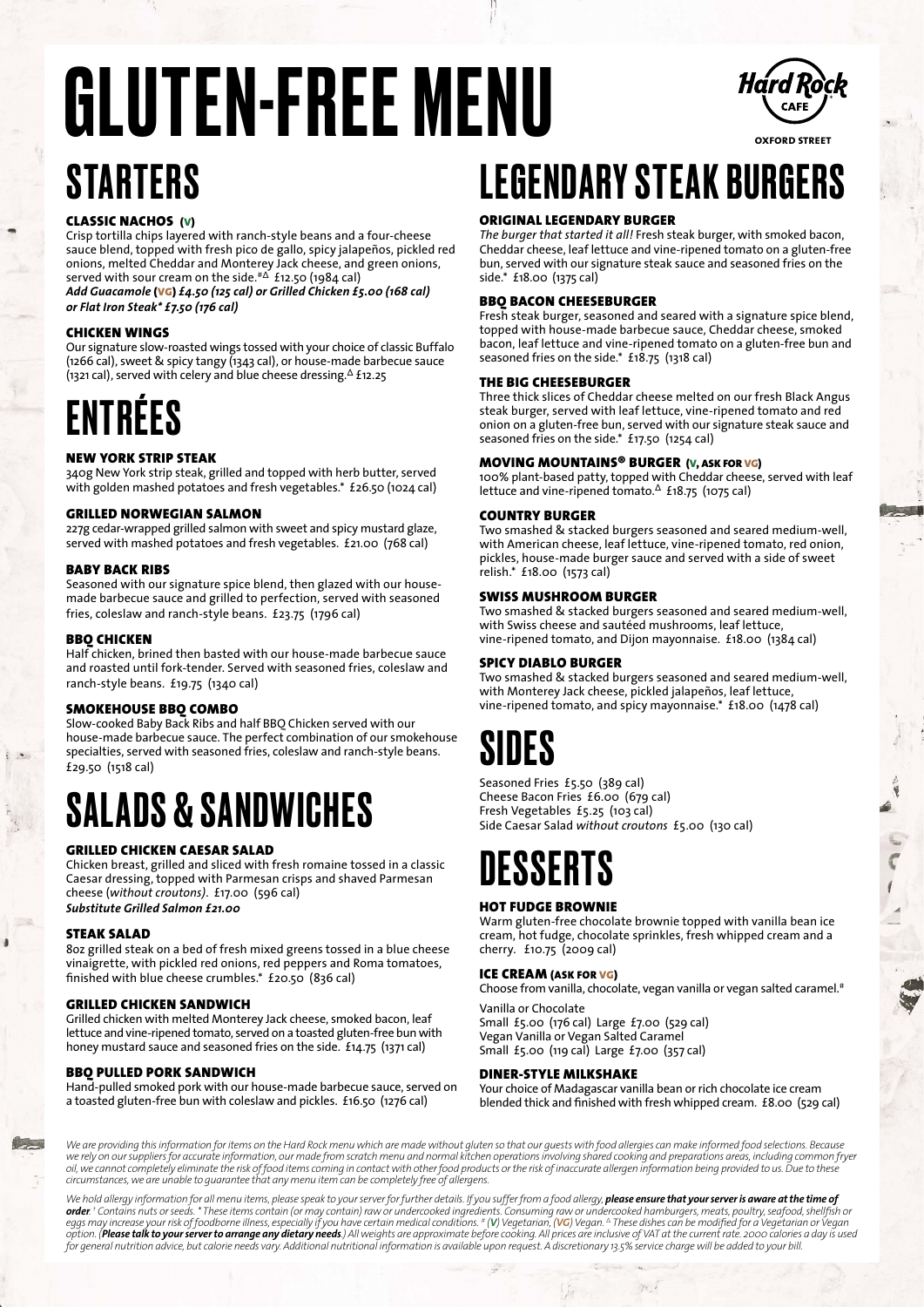# GLUTEN-FREE MENU

Hard Rock CAFE
OXFORD STREET

## STARTERS

### CLASSIC NACHOS (V)

Crisp tortilla chips layered with ranch-style beans and a four-cheese sauce blend, topped with fresh pico de gallo, spicy jalapeños, pickled red onions, melted Cheddar and Monterey Jack cheese, and green onions, served with sour cream on the side.#Δ £12.50 (1984 cal)

***Add Guacamole (VG) £4.50 (125 cal) or Grilled Chicken £5.00 (168 cal) or Flat Iron Steak* £7.50 (176 cal)***

### CHICKEN WINGS

Our signature slow-roasted wings tossed with your choice of classic Buffalo (1266 cal), sweet & spicy tangy (1343 cal), or house-made barbecue sauce (1321 cal), served with celery and blue cheese dressing.Δ £12.25

## ENTRÉES

### NEW YORK STRIP STEAK

340g New York strip steak, grilled and topped with herb butter, served with golden mashed potatoes and fresh vegetables.* £26.50 (1024 cal)

### GRILLED NORWEGIAN SALMON

227g cedar-wrapped grilled salmon with sweet and spicy mustard glaze, served with mashed potatoes and fresh vegetables. £21.00 (768 cal)

### BABY BACK RIBS

Seasoned with our signature spice blend, then glazed with our house-made barbecue sauce and grilled to perfection, served with seasoned fries, coleslaw and ranch-style beans. £23.75 (1796 cal)

### BBQ CHICKEN

Half chicken, brined then basted with our house-made barbecue sauce and roasted until fork-tender. Served with seasoned fries, coleslaw and ranch-style beans. £19.75 (1340 cal)

### SMOKEHOUSE BBQ COMBO

Slow-cooked Baby Back Ribs and half BBQ Chicken served with our house-made barbecue sauce. The perfect combination of our smokehouse specialties, served with seasoned fries, coleslaw and ranch-style beans. £29.50 (1518 cal)

## SALADS & SANDWICHES

### GRILLED CHICKEN CAESAR SALAD

Chicken breast, grilled and sliced with fresh romaine tossed in a classic Caesar dressing, topped with Parmesan crisps and shaved Parmesan cheese (*without croutons*). £17.00 (596 cal)

***Substitute Grilled Salmon £21.00***

### STEAK SALAD

8oz grilled steak on a bed of fresh mixed greens tossed in a blue cheese vinaigrette, with pickled red onions, red peppers and Roma tomatoes, finished with blue cheese crumbles.* £20.50 (836 cal)

### GRILLED CHICKEN SANDWICH

Grilled chicken with melted Monterey Jack cheese, smoked bacon, leaf lettuce and vine-ripened tomato, served on a toasted gluten-free bun with honey mustard sauce and seasoned fries on the side. £14.75 (1371 cal)

### BBQ PULLED PORK SANDWICH

Hand-pulled smoked pork with our house-made barbecue sauce, served on a toasted gluten-free bun with coleslaw and pickles. £16.50 (1276 cal)

## LEGENDARY STEAK BURGERS

### ORIGINAL LEGENDARY BURGER

*The burger that started it all!* Fresh steak burger, with smoked bacon, Cheddar cheese, leaf lettuce and vine-ripened tomato on a gluten-free bun, served with our signature steak sauce and seasoned fries on the side.* £18.00 (1375 cal)

### BBQ BACON CHEESEBURGER

Fresh steak burger, seasoned and seared with a signature spice blend, topped with house-made barbecue sauce, Cheddar cheese, smoked bacon, leaf lettuce and vine-ripened tomato on a gluten-free bun and seasoned fries on the side.* £18.75 (1318 cal)

### THE BIG CHEESEBURGER

Three thick slices of Cheddar cheese melted on our fresh Black Angus steak burger, served with leaf lettuce, vine-ripened tomato and red onion on a gluten-free bun, served with our signature steak sauce and seasoned fries on the side.* £17.50 (1254 cal)

### MOVING MOUNTAINS® BURGER (V, ASK FOR VG)

100% plant-based patty, topped with Cheddar cheese, served with leaf lettuce and vine-ripened tomato.Δ £18.75 (1075 cal)

### COUNTRY BURGER

Two smashed & stacked burgers seasoned and seared medium-well, with American cheese, leaf lettuce, vine-ripened tomato, red onion, pickles, house-made burger sauce and served with a side of sweet relish.* £18.00 (1573 cal)

### SWISS MUSHROOM BURGER

Two smashed & stacked burgers seasoned and seared medium-well, with Swiss cheese and sautéed mushrooms, leaf lettuce, vine-ripened tomato, and Dijon mayonnaise. £18.00 (1384 cal)

### SPICY DIABLO BURGER

Two smashed & stacked burgers seasoned and seared medium-well, with Monterey Jack cheese, pickled jalapeños, leaf lettuce, vine-ripened tomato, and spicy mayonnaise.* £18.00 (1478 cal)

## SIDES

Seasoned Fries £5.50 (389 cal)
Cheese Bacon Fries £6.00 (679 cal)
Fresh Vegetables £5.25 (103 cal)
Side Caesar Salad *without croutons* £5.00 (130 cal)

## DESSERTS

### HOT FUDGE BROWNIE

Warm gluten-free chocolate brownie topped with vanilla bean ice cream, hot fudge, chocolate sprinkles, fresh whipped cream and a cherry. £10.75 (2009 cal)

### ICE CREAM (ASK FOR VG)

Choose from vanilla, chocolate, vegan vanilla or vegan salted caramel.#

Vanilla or Chocolate
Small £5.00 (176 cal) Large £7.00 (529 cal)
Vegan Vanilla or Vegan Salted Caramel
Small £5.00 (119 cal) Large £7.00 (357 cal)

### DINER-STYLE MILKSHAKE

Your choice of Madagascar vanilla bean or rich chocolate ice cream blended thick and finished with fresh whipped cream. £8.00 (529 cal)

*We are providing this information for items on the Hard Rock menu which are made without gluten so that our guests with food allergies can make informed food selections. Because we rely on our suppliers for accurate information, our made from scratch menu and normal kitchen operations involving shared cooking and preparations areas, including common fryer oil, we cannot completely eliminate the risk of food items coming in contact with other food products or the risk of inaccurate allergen information being provided to us. Due to these circumstances, we are unable to guarantee that any menu item can be completely free of allergens.*

*We hold allergy information for all menu items, please speak to your server for further details. If you suffer from a food allergy,* ***please ensure that your server is aware at the time of order****. † Contains nuts or seeds. * These items contain (or may contain) raw or undercooked ingredients. Consuming raw or undercooked hamburgers, meats, poultry, seafood, shellfish or eggs may increase your risk of foodborne illness, especially if you have certain medical conditions. # (V) Vegetarian, (VG) Vegan. Δ These dishes can be modified for a Vegetarian or Vegan option. (****Please talk to your server to arrange any dietary needs****.) All weights are approximate before cooking. All prices are inclusive of VAT at the current rate. 2000 calories a day is used for general nutrition advice, but calorie needs vary. Additional nutritional information is available upon request. A discretionary 13.5% service charge will be added to your bill.*